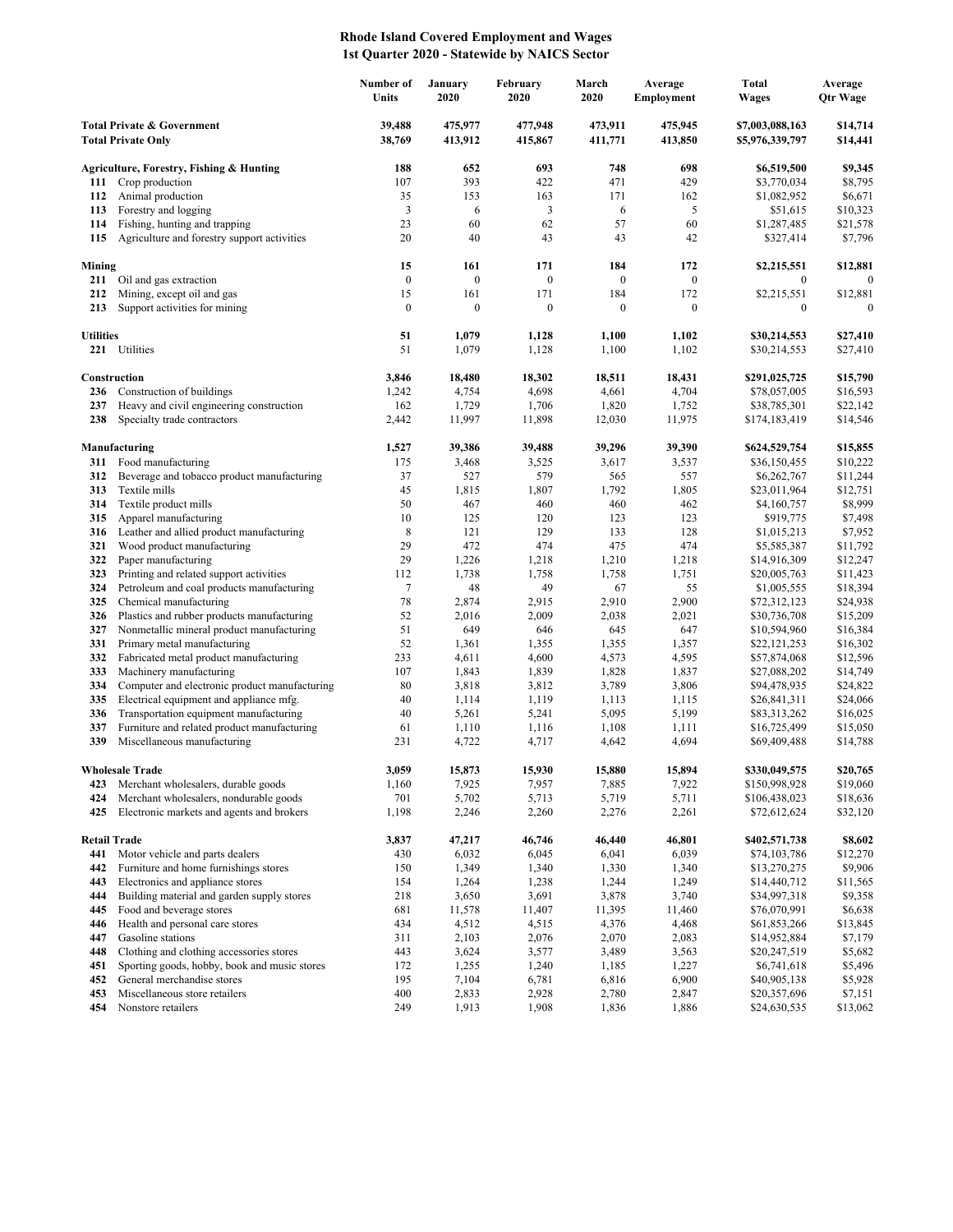# Rhode Island Covered Employment and Wages
## 1st Quarter 2020 - Statewide by NAICS Sector

| | | Number of Units | January 2020 | February 2020 | March 2020 | Average Employment | Total Wages | Average Qtr Wage |
|---|---|---|---|---|---|---|---|---|
| **Total Private & Government** | | **39,488** | **475,977** | **477,948** | **473,911** | **475,945** | **$7,003,088,163** | **$14,714** |
| **Total Private Only** | | **38,769** | **413,912** | **415,867** | **411,771** | **413,850** | **$5,976,339,797** | **$14,441** |
| **Agriculture, Forestry, Fishing & Hunting** | | **188** | **652** | **693** | **748** | **698** | **$6,519,500** | **$9,345** |
| **111** | Crop production | 107 | 393 | 422 | 471 | 429 | $3,770,034 | $8,795 |
| **112** | Animal production | 35 | 153 | 163 | 171 | 162 | $1,082,952 | $6,671 |
| **113** | Forestry and logging | 3 | 6 | 3 | 6 | 5 | $51,615 | $10,323 |
| **114** | Fishing, hunting and trapping | 23 | 60 | 62 | 57 | 60 | $1,287,485 | $21,578 |
| **115** | Agriculture and forestry support activities | 20 | 40 | 43 | 43 | 42 | $327,414 | $7,796 |
| **Mining** | | **15** | **161** | **171** | **184** | **172** | **$2,215,551** | **$12,881** |
| **211** | Oil and gas extraction | 0 | 0 | 0 | 0 | 0 | 0 | 0 |
| **212** | Mining, except oil and gas | 15 | 161 | 171 | 184 | 172 | $2,215,551 | $12,881 |
| **213** | Support activities for mining | 0 | 0 | 0 | 0 | 0 | 0 | 0 |
| **Utilities** | | **51** | **1,079** | **1,128** | **1,100** | **1,102** | **$30,214,553** | **$27,410** |
| **221** | Utilities | 51 | 1,079 | 1,128 | 1,100 | 1,102 | $30,214,553 | $27,410 |
| **Construction** | | **3,846** | **18,480** | **18,302** | **18,511** | **18,431** | **$291,025,725** | **$15,790** |
| **236** | Construction of buildings | 1,242 | 4,754 | 4,698 | 4,661 | 4,704 | $78,057,005 | $16,593 |
| **237** | Heavy and civil engineering construction | 162 | 1,729 | 1,706 | 1,820 | 1,752 | $38,785,301 | $22,142 |
| **238** | Specialty trade contractors | 2,442 | 11,997 | 11,898 | 12,030 | 11,975 | $174,183,419 | $14,546 |
| **Manufacturing** | | **1,527** | **39,386** | **39,488** | **39,296** | **39,390** | **$624,529,754** | **$15,855** |
| **311** | Food manufacturing | 175 | 3,468 | 3,525 | 3,617 | 3,537 | $36,150,455 | $10,222 |
| **312** | Beverage and tobacco product manufacturing | 37 | 527 | 579 | 565 | 557 | $6,262,767 | $11,244 |
| **313** | Textile mills | 45 | 1,815 | 1,807 | 1,792 | 1,805 | $23,011,964 | $12,751 |
| **314** | Textile product mills | 50 | 467 | 460 | 460 | 462 | $4,160,757 | $8,999 |
| **315** | Apparel manufacturing | 10 | 125 | 120 | 123 | 123 | $919,775 | $7,498 |
| **316** | Leather and allied product manufacturing | 8 | 121 | 129 | 133 | 128 | $1,015,213 | $7,952 |
| **321** | Wood product manufacturing | 29 | 472 | 474 | 475 | 474 | $5,585,387 | $11,792 |
| **322** | Paper manufacturing | 29 | 1,226 | 1,218 | 1,210 | 1,218 | $14,916,309 | $12,247 |
| **323** | Printing and related support activities | 112 | 1,738 | 1,758 | 1,758 | 1,751 | $20,005,763 | $11,423 |
| **324** | Petroleum and coal products manufacturing | 7 | 48 | 49 | 67 | 55 | $1,005,555 | $18,394 |
| **325** | Chemical manufacturing | 78 | 2,874 | 2,915 | 2,910 | 2,900 | $72,312,123 | $24,938 |
| **326** | Plastics and rubber products manufacturing | 52 | 2,016 | 2,009 | 2,038 | 2,021 | $30,736,708 | $15,209 |
| **327** | Nonmetallic mineral product manufacturing | 51 | 649 | 646 | 645 | 647 | $10,594,960 | $16,384 |
| **331** | Primary metal manufacturing | 52 | 1,361 | 1,355 | 1,355 | 1,357 | $22,121,253 | $16,302 |
| **332** | Fabricated metal product manufacturing | 233 | 4,611 | 4,600 | 4,573 | 4,595 | $57,874,068 | $12,596 |
| **333** | Machinery manufacturing | 107 | 1,843 | 1,839 | 1,828 | 1,837 | $27,088,202 | $14,749 |
| **334** | Computer and electronic product manufacturing | 80 | 3,818 | 3,812 | 3,789 | 3,806 | $94,478,935 | $24,822 |
| **335** | Electrical equipment and appliance mfg. | 40 | 1,114 | 1,119 | 1,113 | 1,115 | $26,841,311 | $24,066 |
| **336** | Transportation equipment manufacturing | 40 | 5,261 | 5,241 | 5,095 | 5,199 | $83,313,262 | $16,025 |
| **337** | Furniture and related product manufacturing | 61 | 1,110 | 1,116 | 1,108 | 1,111 | $16,725,499 | $15,050 |
| **339** | Miscellaneous manufacturing | 231 | 4,722 | 4,717 | 4,642 | 4,694 | $69,409,488 | $14,788 |
| **Wholesale Trade** | | **3,059** | **15,873** | **15,930** | **15,880** | **15,894** | **$330,049,575** | **$20,765** |
| **423** | Merchant wholesalers, durable goods | 1,160 | 7,925 | 7,957 | 7,885 | 7,922 | $150,998,928 | $19,060 |
| **424** | Merchant wholesalers, nondurable goods | 701 | 5,702 | 5,713 | 5,719 | 5,711 | $106,438,023 | $18,636 |
| **425** | Electronic markets and agents and brokers | 1,198 | 2,246 | 2,260 | 2,276 | 2,261 | $72,612,624 | $32,120 |
| **Retail Trade** | | **3,837** | **47,217** | **46,746** | **46,440** | **46,801** | **$402,571,738** | **$8,602** |
| **441** | Motor vehicle and parts dealers | 430 | 6,032 | 6,045 | 6,041 | 6,039 | $74,103,786 | $12,270 |
| **442** | Furniture and home furnishings stores | 150 | 1,349 | 1,340 | 1,330 | 1,340 | $13,270,275 | $9,906 |
| **443** | Electronics and appliance stores | 154 | 1,264 | 1,238 | 1,244 | 1,249 | $14,440,712 | $11,565 |
| **444** | Building material and garden supply stores | 218 | 3,650 | 3,691 | 3,878 | 3,740 | $34,997,318 | $9,358 |
| **445** | Food and beverage stores | 681 | 11,578 | 11,407 | 11,395 | 11,460 | $76,070,991 | $6,638 |
| **446** | Health and personal care stores | 434 | 4,512 | 4,515 | 4,376 | 4,468 | $61,853,266 | $13,845 |
| **447** | Gasoline stations | 311 | 2,103 | 2,076 | 2,070 | 2,083 | $14,952,884 | $7,179 |
| **448** | Clothing and clothing accessories stores | 443 | 3,624 | 3,577 | 3,489 | 3,563 | $20,247,519 | $5,682 |
| **451** | Sporting goods, hobby, book and music stores | 172 | 1,255 | 1,240 | 1,185 | 1,227 | $6,741,618 | $5,496 |
| **452** | General merchandise stores | 195 | 7,104 | 6,781 | 6,816 | 6,900 | $40,905,138 | $5,928 |
| **453** | Miscellaneous store retailers | 400 | 2,833 | 2,928 | 2,780 | 2,847 | $20,357,696 | $7,151 |
| **454** | Nonstore retailers | 249 | 1,913 | 1,908 | 1,836 | 1,886 | $24,630,535 | $13,062 |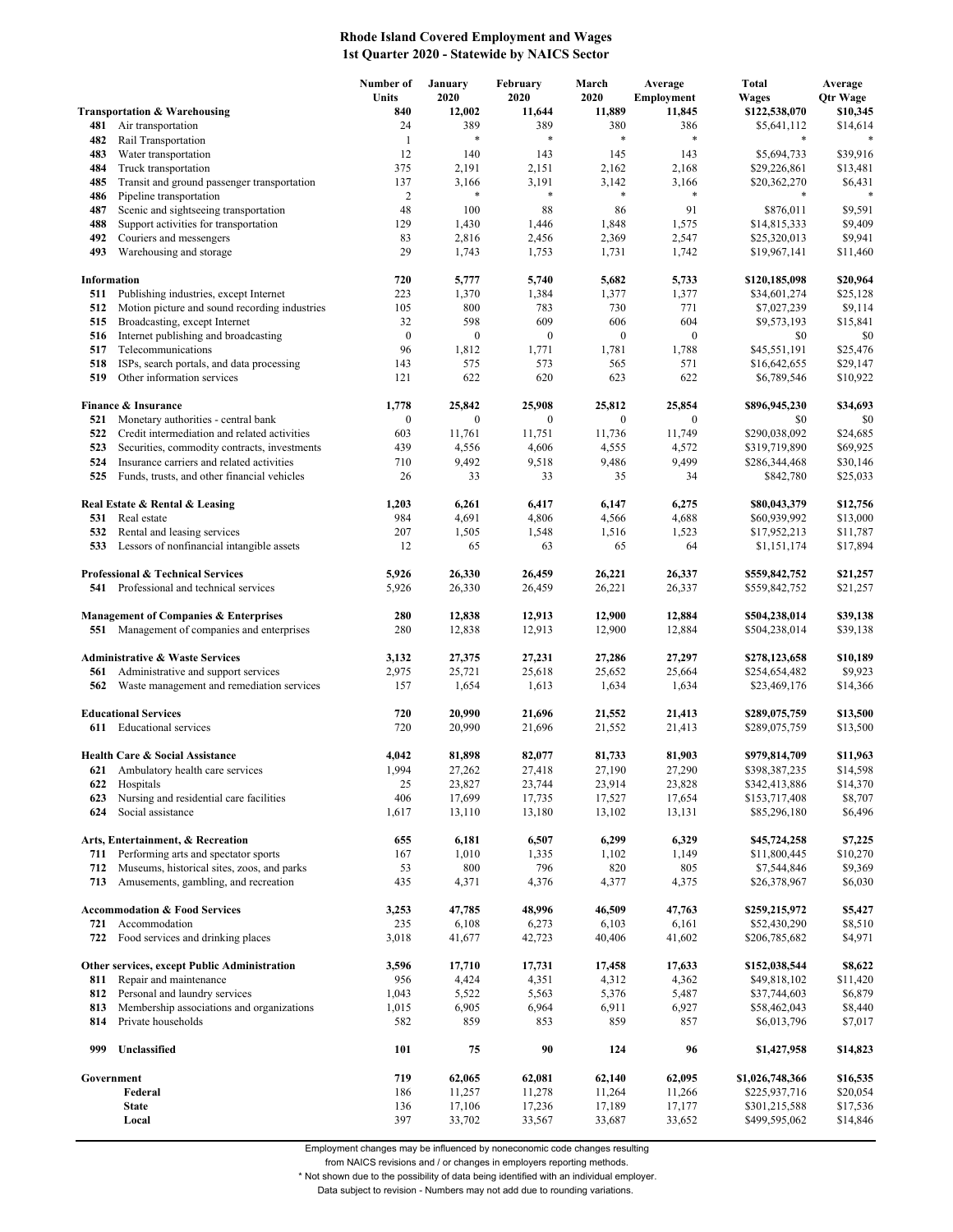## Rhode Island Covered Employment and Wages
## 1st Quarter 2020 - Statewide by NAICS Sector

| | | Number of Units | January 2020 | February 2020 | March 2020 | Average Employment | Total Wages | Average Qtr Wage |
|---|---|---|---|---|---|---|---|---|
| **Transportation & Warehousing** | | **840** | **12,002** | **11,644** | **11,889** | **11,845** | **$122,538,070** | **$10,345** |
| 481 | Air transportation | 24 | 389 | 389 | 380 | 386 | $5,641,112 | $14,614 |
| 482 | Rail Transportation | 1 | * | * | * | * | * | * |
| 483 | Water transportation | 12 | 140 | 143 | 145 | 143 | $5,694,733 | $39,916 |
| 484 | Truck transportation | 375 | 2,191 | 2,151 | 2,162 | 2,168 | $29,226,861 | $13,481 |
| 485 | Transit and ground passenger transportation | 137 | 3,166 | 3,191 | 3,142 | 3,166 | $20,362,270 | $6,431 |
| 486 | Pipeline transportation | 2 | * | * | * | * | * | * |
| 487 | Scenic and sightseeing transportation | 48 | 100 | 88 | 86 | 91 | $876,011 | $9,591 |
| 488 | Support activities for transportation | 129 | 1,430 | 1,446 | 1,848 | 1,575 | $14,815,333 | $9,409 |
| 492 | Couriers and messengers | 83 | 2,816 | 2,456 | 2,369 | 2,547 | $25,320,013 | $9,941 |
| 493 | Warehousing and storage | 29 | 1,743 | 1,753 | 1,731 | 1,742 | $19,967,141 | $11,460 |
| **Information** | | **720** | **5,777** | **5,740** | **5,682** | **5,733** | **$120,185,098** | **$20,964** |
| 511 | Publishing industries, except Internet | 223 | 1,370 | 1,384 | 1,377 | 1,377 | $34,601,274 | $25,128 |
| 512 | Motion picture and sound recording industries | 105 | 800 | 783 | 730 | 771 | $7,027,239 | $9,114 |
| 515 | Broadcasting, except Internet | 32 | 598 | 609 | 606 | 604 | $9,573,193 | $15,841 |
| 516 | Internet publishing and broadcasting | 0 | 0 | 0 | 0 | 0 | $0 | $0 |
| 517 | Telecommunications | 96 | 1,812 | 1,771 | 1,781 | 1,788 | $45,551,191 | $25,476 |
| 518 | ISPs, search portals, and data processing | 143 | 575 | 573 | 565 | 571 | $16,642,655 | $29,147 |
| 519 | Other information services | 121 | 622 | 620 | 623 | 622 | $6,789,546 | $10,922 |
| **Finance & Insurance** | | **1,778** | **25,842** | **25,908** | **25,812** | **25,854** | **$896,945,230** | **$34,693** |
| 521 | Monetary authorities - central bank | 0 | 0 | 0 | 0 | 0 | $0 | $0 |
| 522 | Credit intermediation and related activities | 603 | 11,761 | 11,751 | 11,736 | 11,749 | $290,038,092 | $24,685 |
| 523 | Securities, commodity contracts, investments | 439 | 4,556 | 4,606 | 4,555 | 4,572 | $319,719,890 | $69,925 |
| 524 | Insurance carriers and related activities | 710 | 9,492 | 9,518 | 9,486 | 9,499 | $286,344,468 | $30,146 |
| 525 | Funds, trusts, and other financial vehicles | 26 | 33 | 33 | 35 | 34 | $842,780 | $25,033 |
| **Real Estate & Rental & Leasing** | | **1,203** | **6,261** | **6,417** | **6,147** | **6,275** | **$80,043,379** | **$12,756** |
| 531 | Real estate | 984 | 4,691 | 4,806 | 4,566 | 4,688 | $60,939,992 | $13,000 |
| 532 | Rental and leasing services | 207 | 1,505 | 1,548 | 1,516 | 1,523 | $17,952,213 | $11,787 |
| 533 | Lessors of nonfinancial intangible assets | 12 | 65 | 63 | 65 | 64 | $1,151,174 | $17,894 |
| **Professional & Technical Services** | | **5,926** | **26,330** | **26,459** | **26,221** | **26,337** | **$559,842,752** | **$21,257** |
| 541 | Professional and technical services | 5,926 | 26,330 | 26,459 | 26,221 | 26,337 | $559,842,752 | $21,257 |
| **Management of Companies & Enterprises** | | **280** | **12,838** | **12,913** | **12,900** | **12,884** | **$504,238,014** | **$39,138** |
| 551 | Management of companies and enterprises | 280 | 12,838 | 12,913 | 12,900 | 12,884 | $504,238,014 | $39,138 |
| **Administrative & Waste Services** | | **3,132** | **27,375** | **27,231** | **27,286** | **27,297** | **$278,123,658** | **$10,189** |
| 561 | Administrative and support services | 2,975 | 25,721 | 25,618 | 25,652 | 25,664 | $254,654,482 | $9,923 |
| 562 | Waste management and remediation services | 157 | 1,654 | 1,613 | 1,634 | 1,634 | $23,469,176 | $14,366 |
| **Educational Services** | | **720** | **20,990** | **21,696** | **21,552** | **21,413** | **$289,075,759** | **$13,500** |
| 611 | Educational services | 720 | 20,990 | 21,696 | 21,552 | 21,413 | $289,075,759 | $13,500 |
| **Health Care & Social Assistance** | | **4,042** | **81,898** | **82,077** | **81,733** | **81,903** | **$979,814,709** | **$11,963** |
| 621 | Ambulatory health care services | 1,994 | 27,262 | 27,418 | 27,190 | 27,290 | $398,387,235 | $14,598 |
| 622 | Hospitals | 25 | 23,827 | 23,744 | 23,914 | 23,828 | $342,413,886 | $14,370 |
| 623 | Nursing and residential care facilities | 406 | 17,699 | 17,735 | 17,527 | 17,654 | $153,717,408 | $8,707 |
| 624 | Social assistance | 1,617 | 13,110 | 13,180 | 13,102 | 13,131 | $85,296,180 | $6,496 |
| **Arts, Entertainment, & Recreation** | | **655** | **6,181** | **6,507** | **6,299** | **6,329** | **$45,724,258** | **$7,225** |
| 711 | Performing arts and spectator sports | 167 | 1,010 | 1,335 | 1,102 | 1,149 | $11,800,445 | $10,270 |
| 712 | Museums, historical sites, zoos, and parks | 53 | 800 | 796 | 820 | 805 | $7,544,846 | $9,369 |
| 713 | Amusements, gambling, and recreation | 435 | 4,371 | 4,376 | 4,377 | 4,375 | $26,378,967 | $6,030 |
| **Accommodation & Food Services** | | **3,253** | **47,785** | **48,996** | **46,509** | **47,763** | **$259,215,972** | **$5,427** |
| 721 | Accommodation | 235 | 6,108 | 6,273 | 6,103 | 6,161 | $52,430,290 | $8,510 |
| 722 | Food services and drinking places | 3,018 | 41,677 | 42,723 | 40,406 | 41,602 | $206,785,682 | $4,971 |
| **Other services, except Public Administration** | | **3,596** | **17,710** | **17,731** | **17,458** | **17,633** | **$152,038,544** | **$8,622** |
| 811 | Repair and maintenance | 956 | 4,424 | 4,351 | 4,312 | 4,362 | $49,818,102 | $11,420 |
| 812 | Personal and laundry services | 1,043 | 5,522 | 5,563 | 5,376 | 5,487 | $37,744,603 | $6,879 |
| 813 | Membership associations and organizations | 1,015 | 6,905 | 6,964 | 6,911 | 6,927 | $58,462,043 | $8,440 |
| 814 | Private households | 582 | 859 | 853 | 859 | 857 | $6,013,796 | $7,017 |
| **999** | **Unclassified** | **101** | **75** | **90** | **124** | **96** | **$1,427,958** | **$14,823** |
| **Government** | | **719** | **62,065** | **62,081** | **62,140** | **62,095** | **$1,026,748,366** | **$16,535** |
| | **Federal** | 186 | 11,257 | 11,278 | 11,264 | 11,266 | $225,937,716 | $20,054 |
| | **State** | 136 | 17,106 | 17,236 | 17,189 | 17,177 | $301,215,588 | $17,536 |
| | **Local** | 397 | 33,702 | 33,567 | 33,687 | 33,652 | $499,595,062 | $14,846 |

Employment changes may be influenced by noneconomic code changes resulting from NAICS revisions and / or changes in employers reporting methods.

* Not shown due to the possibility of data being identified with an individual employer.

Data subject to revision - Numbers may not add due to rounding variations.